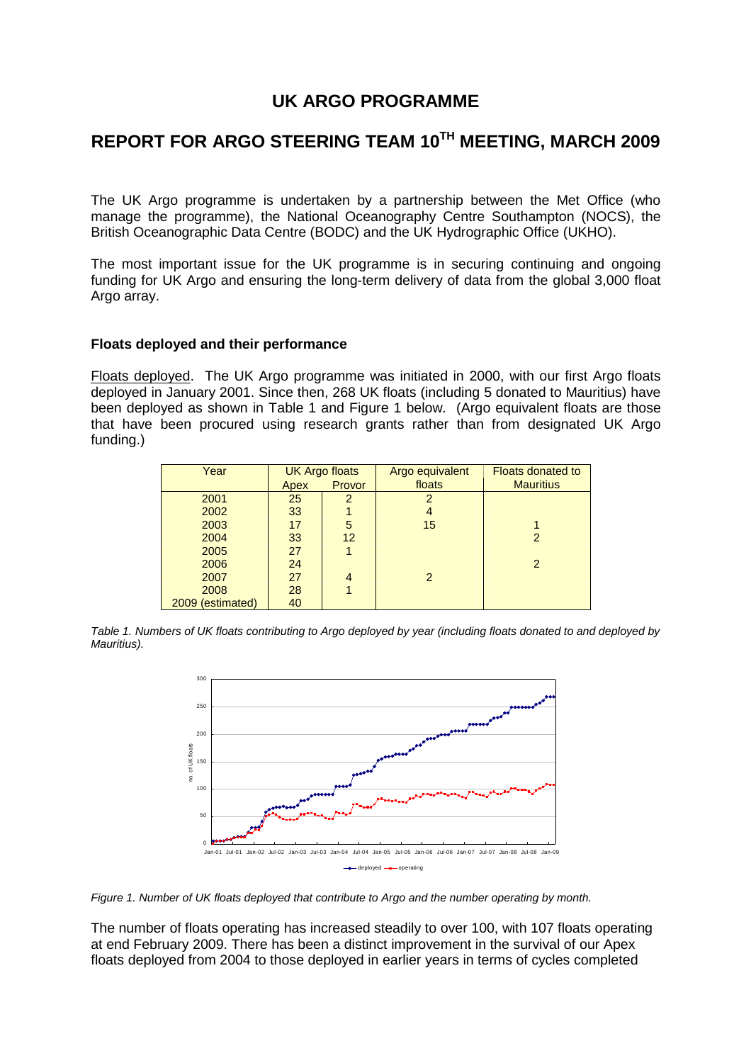# UK ARGO PROGRAMME

# REPORT FOR ARGO STEERING TEAM 10TH MEETING, MARCH 2009

The UK Argo programme is undertaken by a partnership between the Met Office (who manage the programme), the National Oceanography Centre Southampton (NOCS), the British Oceanographic Data Centre (BODC) and the UK Hydrographic Office (UKHO).

The most important issue for the UK programme is in securing continuing and ongoing funding for UK Argo and ensuring the long-term delivery of data from the global 3,000 float Argo array.

### Floats deployed and their performance

Floats deployed. The UK Argo programme was initiated in 2000, with our first Argo floats deployed in January 2001. Since then, 268 UK floats (including 5 donated to Mauritius) have been deployed as shown in Table 1 and Figure 1 below. (Argo equivalent floats are those that have been procured using research grants rather than from designated UK Argo funding.)

| Year | UK Argo floats | | Argo equivalent floats | Floats donated to Mauritius |
|---|---|---|---|---|
| | Apex | Provor | | |
| 2001 | 25 | 2 | 2 | |
| 2002 | 33 | 1 | 4 | |
| 2003 | 17 | 5 | 15 | 1 |
| 2004 | 33 | 12 | | 2 |
| 2005 | 27 | 1 | | |
| 2006 | 24 | | | 2 |
| 2007 | 27 | 4 | 2 | |
| 2008 | 28 | 1 | | |
| 2009 (estimated) | 40 | | | |

*Table 1. Numbers of UK floats contributing to Argo deployed by year (including floats donated to and deployed by Mauritius).*

*Figure 1. Number of UK floats deployed that contribute to Argo and the number operating by month.*

The number of floats operating has increased steadily to over 100, with 107 floats operating at end February 2009. There has been a distinct improvement in the survival of our Apex floats deployed from 2004 to those deployed in earlier years in terms of cycles completed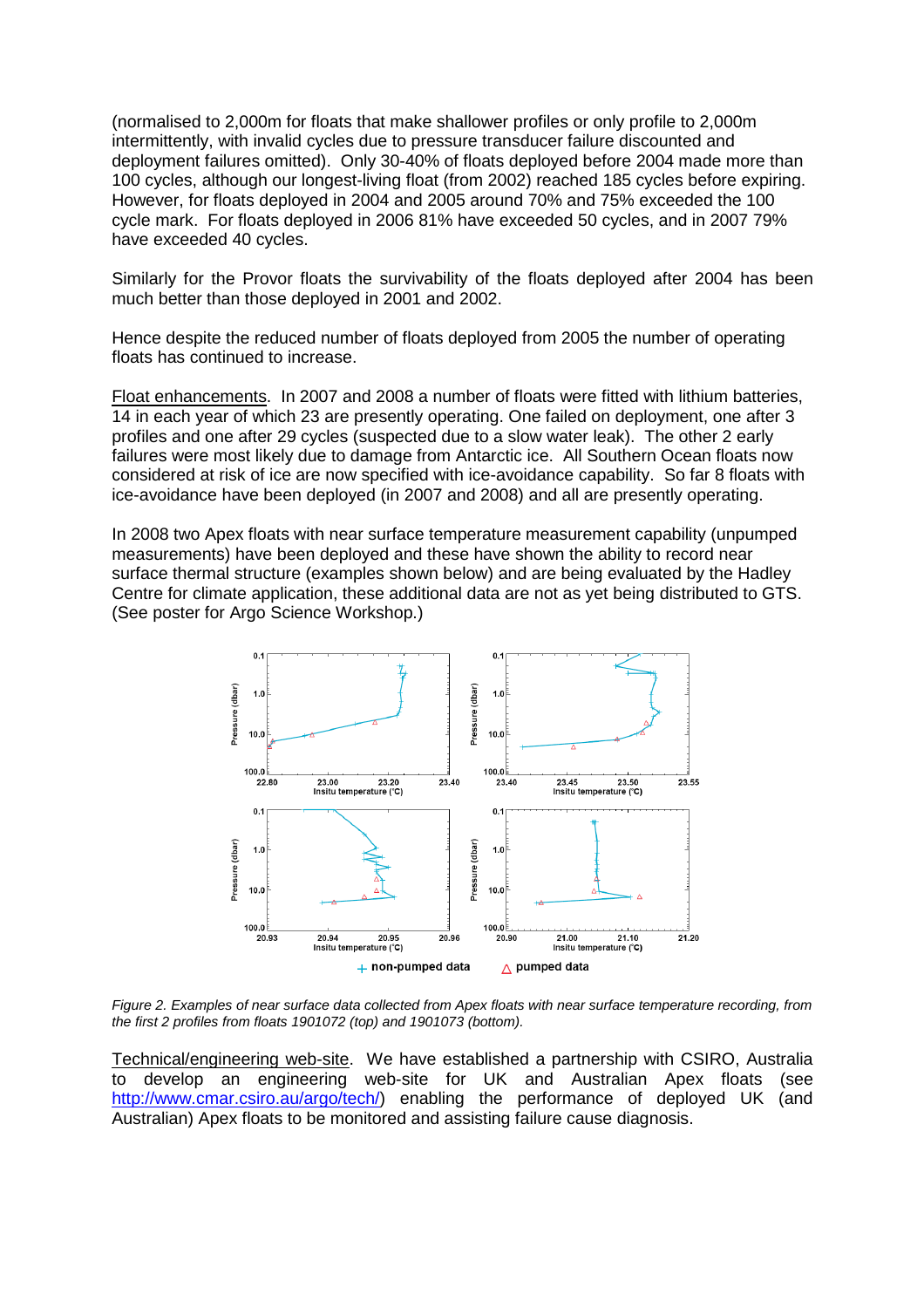(normalised to 2,000m for floats that make shallower profiles or only profile to 2,000m intermittently, with invalid cycles due to pressure transducer failure discounted and deployment failures omitted). Only 30-40% of floats deployed before 2004 made more than 100 cycles, although our longest-living float (from 2002) reached 185 cycles before expiring. However, for floats deployed in 2004 and 2005 around 70% and 75% exceeded the 100 cycle mark. For floats deployed in 2006 81% have exceeded 50 cycles, and in 2007 79% have exceeded 40 cycles.

Similarly for the Provor floats the survivability of the floats deployed after 2004 has been much better than those deployed in 2001 and 2002.

Hence despite the reduced number of floats deployed from 2005 the number of operating floats has continued to increase.

Float enhancements. In 2007 and 2008 a number of floats were fitted with lithium batteries, 14 in each year of which 23 are presently operating. One failed on deployment, one after 3 profiles and one after 29 cycles (suspected due to a slow water leak). The other 2 early failures were most likely due to damage from Antarctic ice. All Southern Ocean floats now considered at risk of ice are now specified with ice-avoidance capability. So far 8 floats with ice-avoidance have been deployed (in 2007 and 2008) and all are presently operating.

In 2008 two Apex floats with near surface temperature measurement capability (unpumped measurements) have been deployed and these have shown the ability to record near surface thermal structure (examples shown below) and are being evaluated by the Hadley Centre for climate application, these additional data are not as yet being distributed to GTS. (See poster for Argo Science Workshop.)

*Figure 2. Examples of near surface data collected from Apex floats with near surface temperature recording, from the first 2 profiles from floats 1901072 (top) and 1901073 (bottom).*

Technical/engineering web-site. We have established a partnership with CSIRO, Australia to develop an engineering web-site for UK and Australian Apex floats (see http://www.cmar.csiro.au/argo/tech/) enabling the performance of deployed UK (and Australian) Apex floats to be monitored and assisting failure cause diagnosis.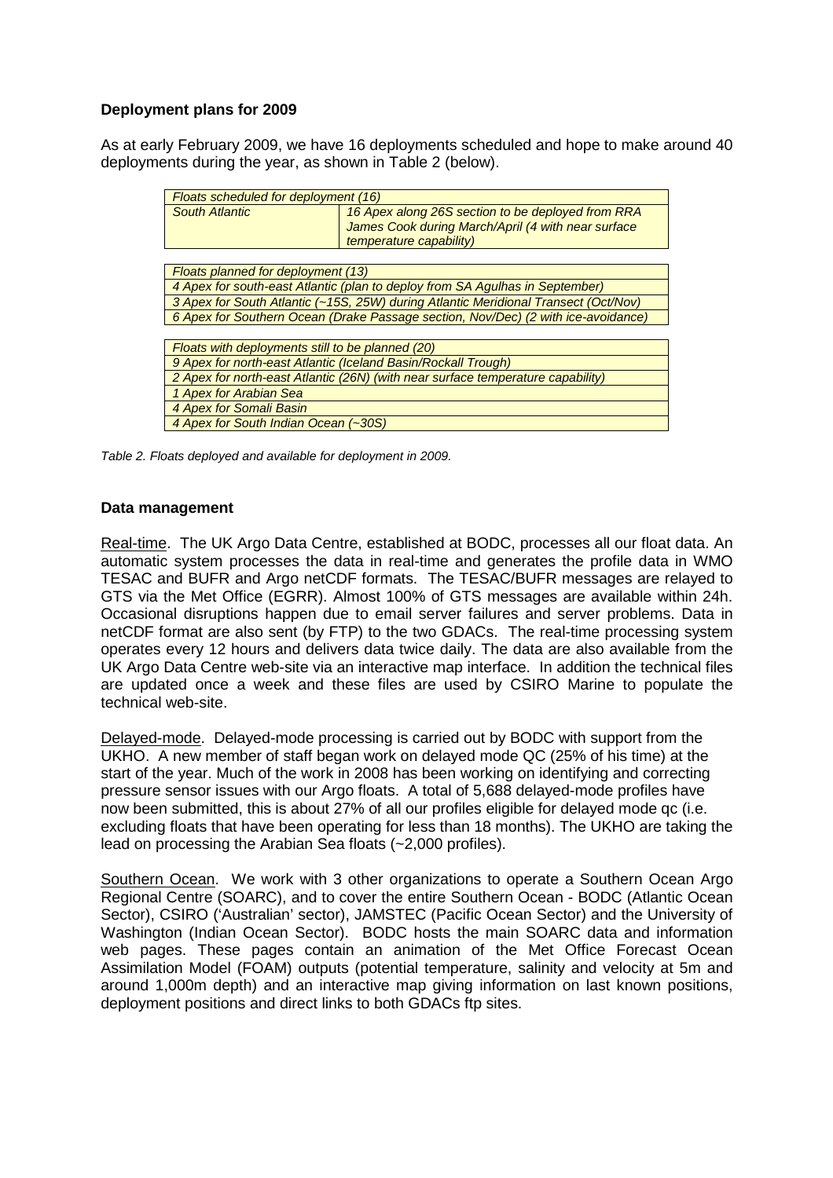**Deployment plans for 2009**

As at early February 2009, we have 16 deployments scheduled and hope to make around 40 deployments during the year, as shown in Table 2 (below).

| *Floats scheduled for deployment (16)* | |
|---|---|
| *South Atlantic* | *16 Apex along 26S section to be deployed from RRA James Cook during March/April (4 with near surface temperature capability)* |

| *Floats planned for deployment (13)* |
|---|
| *4 Apex for south-east Atlantic (plan to deploy from SA Agulhas in September)* |
| *3 Apex for South Atlantic (~15S, 25W) during Atlantic Meridional Transect (Oct/Nov)* |
| *6 Apex for Southern Ocean (Drake Passage section, Nov/Dec) (2 with ice-avoidance)* |

| *Floats with deployments still to be planned (20)* |
|---|
| *9 Apex for north-east Atlantic (Iceland Basin/Rockall Trough)* |
| *2 Apex for north-east Atlantic (26N) (with near surface temperature capability)* |
| *1 Apex for Arabian Sea* |
| *4 Apex for Somali Basin* |
| *4 Apex for South Indian Ocean (~30S)* |

*Table 2. Floats deployed and available for deployment in 2009.*

**Data management**

Real-time. The UK Argo Data Centre, established at BODC, processes all our float data. An automatic system processes the data in real-time and generates the profile data in WMO TESAC and BUFR and Argo netCDF formats. The TESAC/BUFR messages are relayed to GTS via the Met Office (EGRR). Almost 100% of GTS messages are available within 24h. Occasional disruptions happen due to email server failures and server problems. Data in netCDF format are also sent (by FTP) to the two GDACs. The real-time processing system operates every 12 hours and delivers data twice daily. The data are also available from the UK Argo Data Centre web-site via an interactive map interface. In addition the technical files are updated once a week and these files are used by CSIRO Marine to populate the technical web-site.

Delayed-mode. Delayed-mode processing is carried out by BODC with support from the UKHO. A new member of staff began work on delayed mode QC (25% of his time) at the start of the year. Much of the work in 2008 has been working on identifying and correcting pressure sensor issues with our Argo floats. A total of 5,688 delayed-mode profiles have now been submitted, this is about 27% of all our profiles eligible for delayed mode qc (i.e. excluding floats that have been operating for less than 18 months). The UKHO are taking the lead on processing the Arabian Sea floats (~2,000 profiles).

Southern Ocean. We work with 3 other organizations to operate a Southern Ocean Argo Regional Centre (SOARC), and to cover the entire Southern Ocean - BODC (Atlantic Ocean Sector), CSIRO ('Australian' sector), JAMSTEC (Pacific Ocean Sector) and the University of Washington (Indian Ocean Sector). BODC hosts the main SOARC data and information web pages. These pages contain an animation of the Met Office Forecast Ocean Assimilation Model (FOAM) outputs (potential temperature, salinity and velocity at 5m and around 1,000m depth) and an interactive map giving information on last known positions, deployment positions and direct links to both GDACs ftp sites.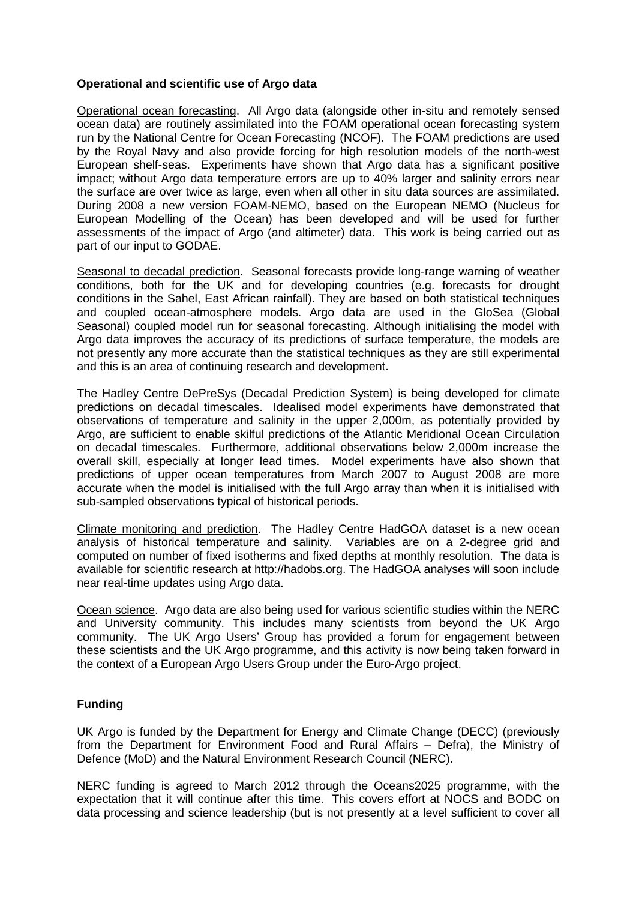**Operational and scientific use of Argo data**

Operational ocean forecasting. All Argo data (alongside other in-situ and remotely sensed ocean data) are routinely assimilated into the FOAM operational ocean forecasting system run by the National Centre for Ocean Forecasting (NCOF). The FOAM predictions are used by the Royal Navy and also provide forcing for high resolution models of the north-west European shelf-seas. Experiments have shown that Argo data has a significant positive impact; without Argo data temperature errors are up to 40% larger and salinity errors near the surface are over twice as large, even when all other in situ data sources are assimilated. During 2008 a new version FOAM-NEMO, based on the European NEMO (Nucleus for European Modelling of the Ocean) has been developed and will be used for further assessments of the impact of Argo (and altimeter) data. This work is being carried out as part of our input to GODAE.

Seasonal to decadal prediction. Seasonal forecasts provide long-range warning of weather conditions, both for the UK and for developing countries (e.g. forecasts for drought conditions in the Sahel, East African rainfall). They are based on both statistical techniques and coupled ocean-atmosphere models. Argo data are used in the GloSea (Global Seasonal) coupled model run for seasonal forecasting. Although initialising the model with Argo data improves the accuracy of its predictions of surface temperature, the models are not presently any more accurate than the statistical techniques as they are still experimental and this is an area of continuing research and development.

The Hadley Centre DePreSys (Decadal Prediction System) is being developed for climate predictions on decadal timescales. Idealised model experiments have demonstrated that observations of temperature and salinity in the upper 2,000m, as potentially provided by Argo, are sufficient to enable skilful predictions of the Atlantic Meridional Ocean Circulation on decadal timescales. Furthermore, additional observations below 2,000m increase the overall skill, especially at longer lead times. Model experiments have also shown that predictions of upper ocean temperatures from March 2007 to August 2008 are more accurate when the model is initialised with the full Argo array than when it is initialised with sub-sampled observations typical of historical periods.

Climate monitoring and prediction. The Hadley Centre HadGOA dataset is a new ocean analysis of historical temperature and salinity. Variables are on a 2-degree grid and computed on number of fixed isotherms and fixed depths at monthly resolution. The data is available for scientific research at http://hadobs.org. The HadGOA analyses will soon include near real-time updates using Argo data.

Ocean science. Argo data are also being used for various scientific studies within the NERC and University community. This includes many scientists from beyond the UK Argo community. The UK Argo Users' Group has provided a forum for engagement between these scientists and the UK Argo programme, and this activity is now being taken forward in the context of a European Argo Users Group under the Euro-Argo project.

**Funding**

UK Argo is funded by the Department for Energy and Climate Change (DECC) (previously from the Department for Environment Food and Rural Affairs – Defra), the Ministry of Defence (MoD) and the Natural Environment Research Council (NERC).

NERC funding is agreed to March 2012 through the Oceans2025 programme, with the expectation that it will continue after this time. This covers effort at NOCS and BODC on data processing and science leadership (but is not presently at a level sufficient to cover all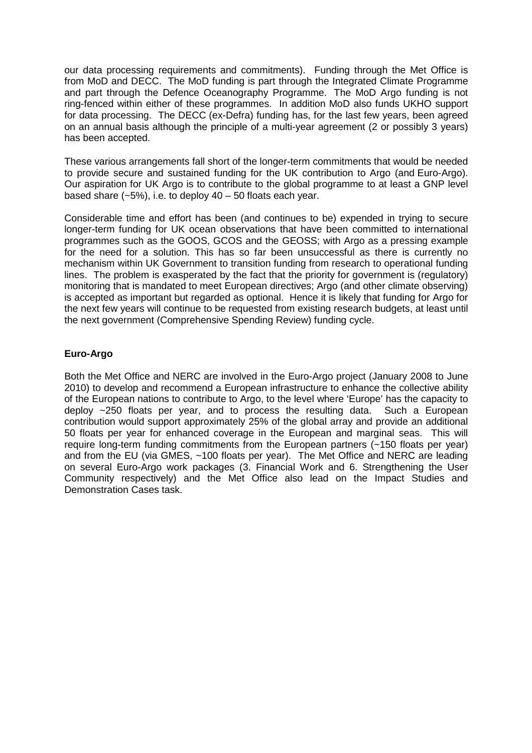our data processing requirements and commitments). Funding through the Met Office is from MoD and DECC. The MoD funding is part through the Integrated Climate Programme and part through the Defence Oceanography Programme. The MoD Argo funding is not ring-fenced within either of these programmes. In addition MoD also funds UKHO support for data processing. The DECC (ex-Defra) funding has, for the last few years, been agreed on an annual basis although the principle of a multi-year agreement (2 or possibly 3 years) has been accepted.

These various arrangements fall short of the longer-term commitments that would be needed to provide secure and sustained funding for the UK contribution to Argo (and Euro-Argo). Our aspiration for UK Argo is to contribute to the global programme to at least a GNP level based share (~5%), i.e. to deploy 40 – 50 floats each year.

Considerable time and effort has been (and continues to be) expended in trying to secure longer-term funding for UK ocean observations that have been committed to international programmes such as the GOOS, GCOS and the GEOSS; with Argo as a pressing example for the need for a solution. This has so far been unsuccessful as there is currently no mechanism within UK Government to transition funding from research to operational funding lines. The problem is exasperated by the fact that the priority for government is (regulatory) monitoring that is mandated to meet European directives; Argo (and other climate observing) is accepted as important but regarded as optional. Hence it is likely that funding for Argo for the next few years will continue to be requested from existing research budgets, at least until the next government (Comprehensive Spending Review) funding cycle.

**Euro-Argo**

Both the Met Office and NERC are involved in the Euro-Argo project (January 2008 to June 2010) to develop and recommend a European infrastructure to enhance the collective ability of the European nations to contribute to Argo, to the level where 'Europe' has the capacity to deploy ~250 floats per year, and to process the resulting data. Such a European contribution would support approximately 25% of the global array and provide an additional 50 floats per year for enhanced coverage in the European and marginal seas. This will require long-term funding commitments from the European partners (~150 floats per year) and from the EU (via GMES, ~100 floats per year). The Met Office and NERC are leading on several Euro-Argo work packages (3. Financial Work and 6. Strengthening the User Community respectively) and the Met Office also lead on the Impact Studies and Demonstration Cases task.